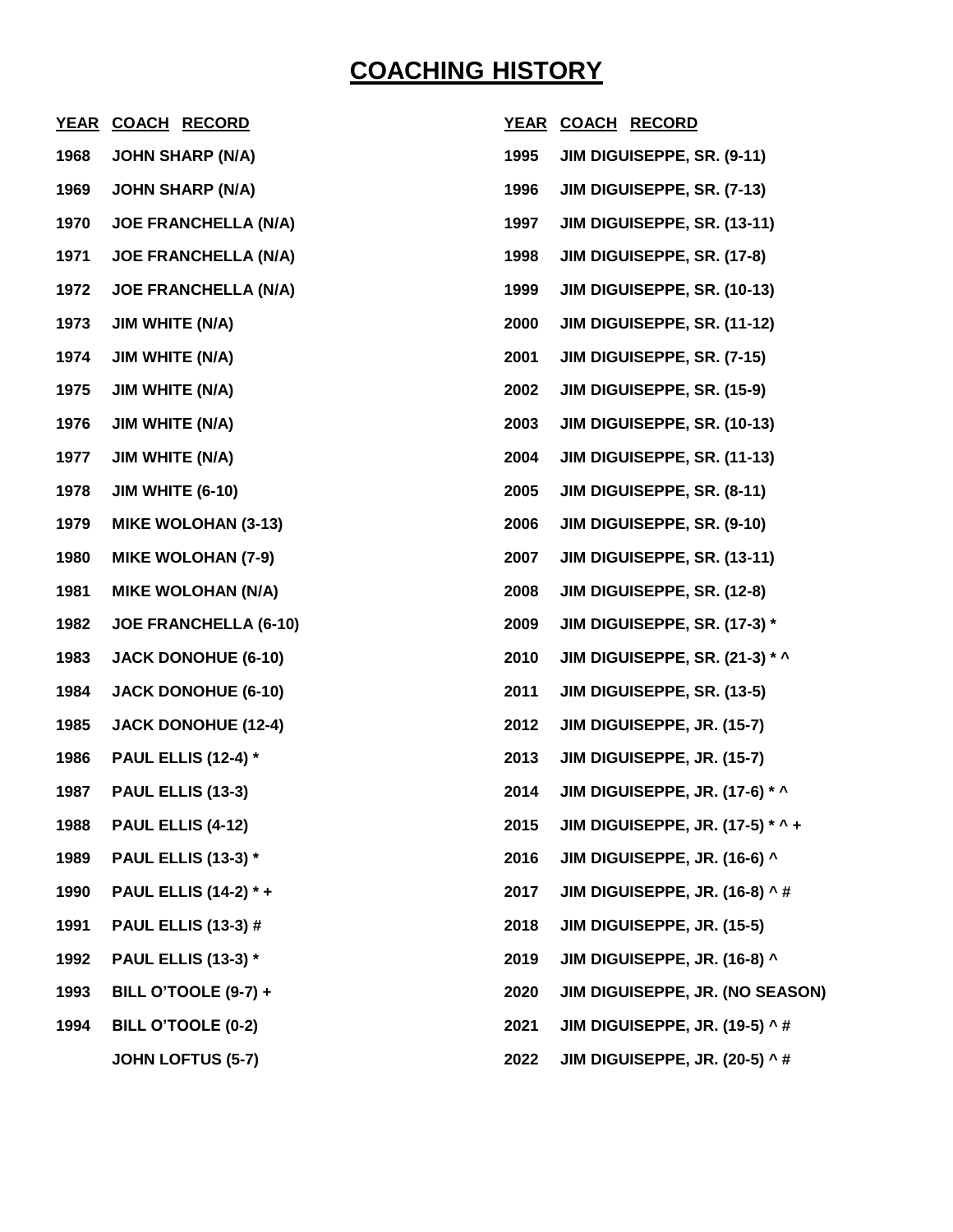# COACHING HISTORY

| YEAR | COACH RECORD | YEAR | COACH RECORD |
|---|---|---|---|
| 1968 | JOHN SHARP (N/A) | 1995 | JIM DIGUISEPPE, SR. (9-11) |
| 1969 | JOHN SHARP (N/A) | 1996 | JIM DIGUISEPPE, SR. (7-13) |
| 1970 | JOE FRANCHELLA (N/A) | 1997 | JIM DIGUISEPPE, SR. (13-11) |
| 1971 | JOE FRANCHELLA (N/A) | 1998 | JIM DIGUISEPPE, SR. (17-8) |
| 1972 | JOE FRANCHELLA (N/A) | 1999 | JIM DIGUISEPPE, SR. (10-13) |
| 1973 | JIM WHITE (N/A) | 2000 | JIM DIGUISEPPE, SR. (11-12) |
| 1974 | JIM WHITE (N/A) | 2001 | JIM DIGUISEPPE, SR. (7-15) |
| 1975 | JIM WHITE (N/A) | 2002 | JIM DIGUISEPPE, SR. (15-9) |
| 1976 | JIM WHITE (N/A) | 2003 | JIM DIGUISEPPE, SR. (10-13) |
| 1977 | JIM WHITE (N/A) | 2004 | JIM DIGUISEPPE, SR. (11-13) |
| 1978 | JIM WHITE (6-10) | 2005 | JIM DIGUISEPPE, SR. (8-11) |
| 1979 | MIKE WOLOHAN (3-13) | 2006 | JIM DIGUISEPPE, SR. (9-10) |
| 1980 | MIKE WOLOHAN (7-9) | 2007 | JIM DIGUISEPPE, SR. (13-11) |
| 1981 | MIKE WOLOHAN (N/A) | 2008 | JIM DIGUISEPPE, SR. (12-8) |
| 1982 | JOE FRANCHELLA (6-10) | 2009 | JIM DIGUISEPPE, SR. (17-3) * |
| 1983 | JACK DONOHUE (6-10) | 2010 | JIM DIGUISEPPE, SR. (21-3) * ^ |
| 1984 | JACK DONOHUE (6-10) | 2011 | JIM DIGUISEPPE, SR. (13-5) |
| 1985 | JACK DONOHUE (12-4) | 2012 | JIM DIGUISEPPE, JR. (15-7) |
| 1986 | PAUL ELLIS (12-4) * | 2013 | JIM DIGUISEPPE, JR. (15-7) |
| 1987 | PAUL ELLIS (13-3) | 2014 | JIM DIGUISEPPE, JR. (17-6) * ^ |
| 1988 | PAUL ELLIS (4-12) | 2015 | JIM DIGUISEPPE, JR. (17-5) * ^ + |
| 1989 | PAUL ELLIS (13-3) * | 2016 | JIM DIGUISEPPE, JR. (16-6) ^ |
| 1990 | PAUL ELLIS (14-2) * + | 2017 | JIM DIGUISEPPE, JR. (16-8) ^ # |
| 1991 | PAUL ELLIS (13-3) # | 2018 | JIM DIGUISEPPE, JR. (15-5) |
| 1992 | PAUL ELLIS (13-3) * | 2019 | JIM DIGUISEPPE, JR. (16-8) ^ |
| 1993 | BILL O'TOOLE (9-7) + | 2020 | JIM DIGUISEPPE, JR. (NO SEASON) |
| 1994 | BILL O'TOOLE (0-2) | 2021 | JIM DIGUISEPPE, JR. (19-5) ^ # |
| | JOHN LOFTUS (5-7) | 2022 | JIM DIGUISEPPE, JR. (20-5) ^ # |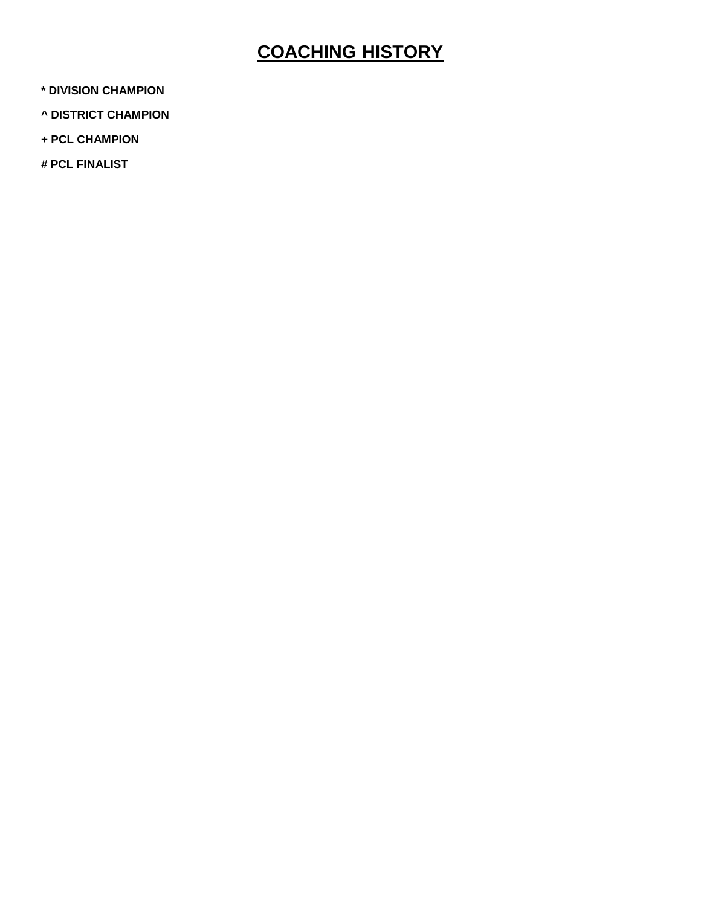# COACHING HISTORY

**\* DIVISION CHAMPION**

**^ DISTRICT CHAMPION**

**+ PCL CHAMPION**

**# PCL FINALIST**